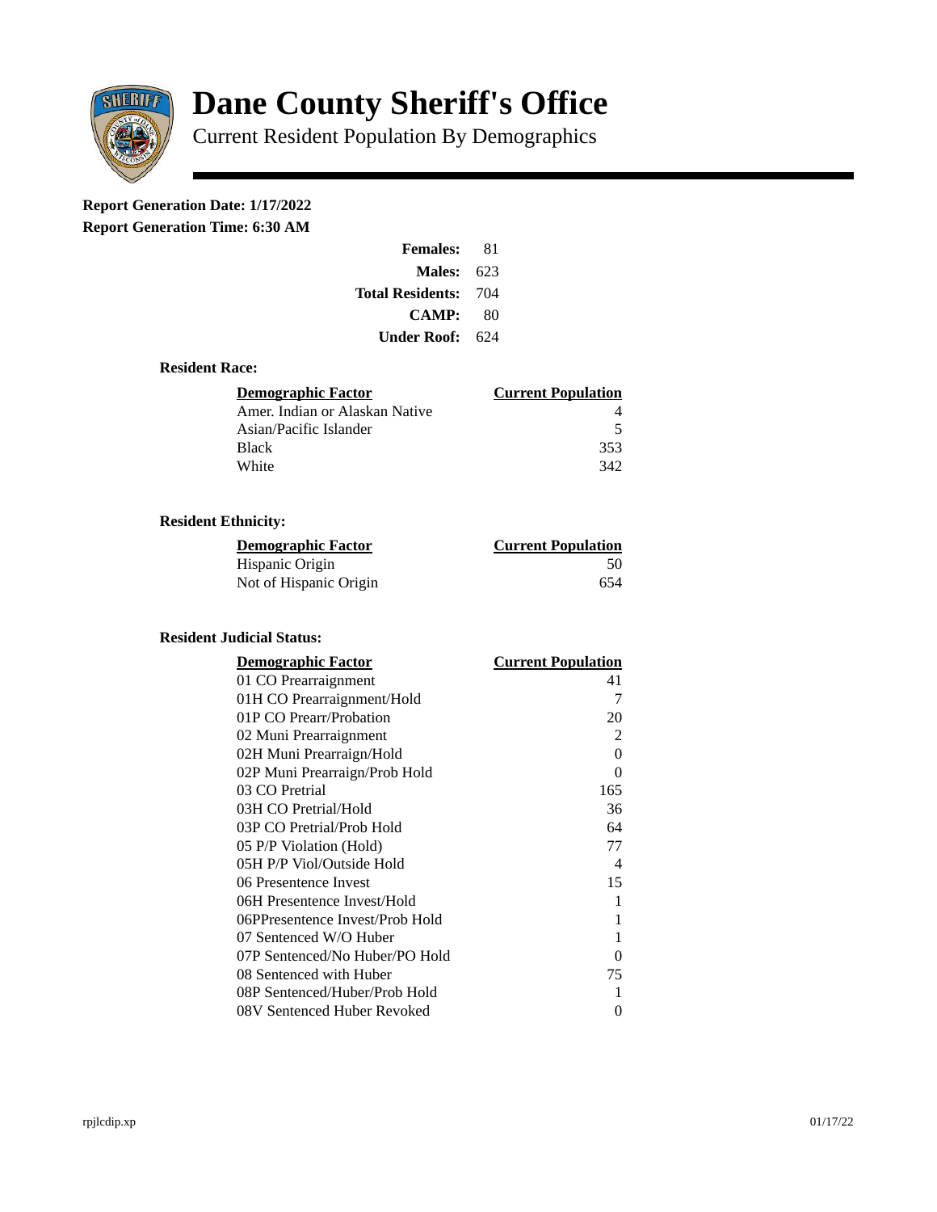# Dane County Sheriff's Office

Current Resident Population By Demographics

**Report Generation Date: 1/17/2022**

**Report Generation Time: 6:30 AM**

| | |
|---|---|
| **Females:** | 81 |
| **Males:** | 623 |
| **Total Residents:** | 704 |
| **CAMP:** | 80 |
| **Under Roof:** | 624 |

### Resident Race:

| Demographic Factor | Current Population |
|---|---|
| Amer. Indian or Alaskan Native | 4 |
| Asian/Pacific Islander | 5 |
| Black | 353 |
| White | 342 |

### Resident Ethnicity:

| Demographic Factor | Current Population |
|---|---|
| Hispanic Origin | 50 |
| Not of Hispanic Origin | 654 |

### Resident Judicial Status:

| Demographic Factor | Current Population |
|---|---|
| 01 CO Prearraignment | 41 |
| 01H CO Prearraignment/Hold | 7 |
| 01P CO Prearr/Probation | 20 |
| 02 Muni Prearraignment | 2 |
| 02H Muni Prearraign/Hold | 0 |
| 02P Muni Prearraign/Prob Hold | 0 |
| 03 CO Pretrial | 165 |
| 03H CO Pretrial/Hold | 36 |
| 03P CO Pretrial/Prob Hold | 64 |
| 05 P/P Violation (Hold) | 77 |
| 05H P/P Viol/Outside Hold | 4 |
| 06 Presentence Invest | 15 |
| 06H Presentence Invest/Hold | 1 |
| 06PPresentence Invest/Prob Hold | 1 |
| 07 Sentenced W/O Huber | 1 |
| 07P Sentenced/No Huber/PO Hold | 0 |
| 08 Sentenced with Huber | 75 |
| 08P Sentenced/Huber/Prob Hold | 1 |
| 08V Sentenced Huber Revoked | 0 |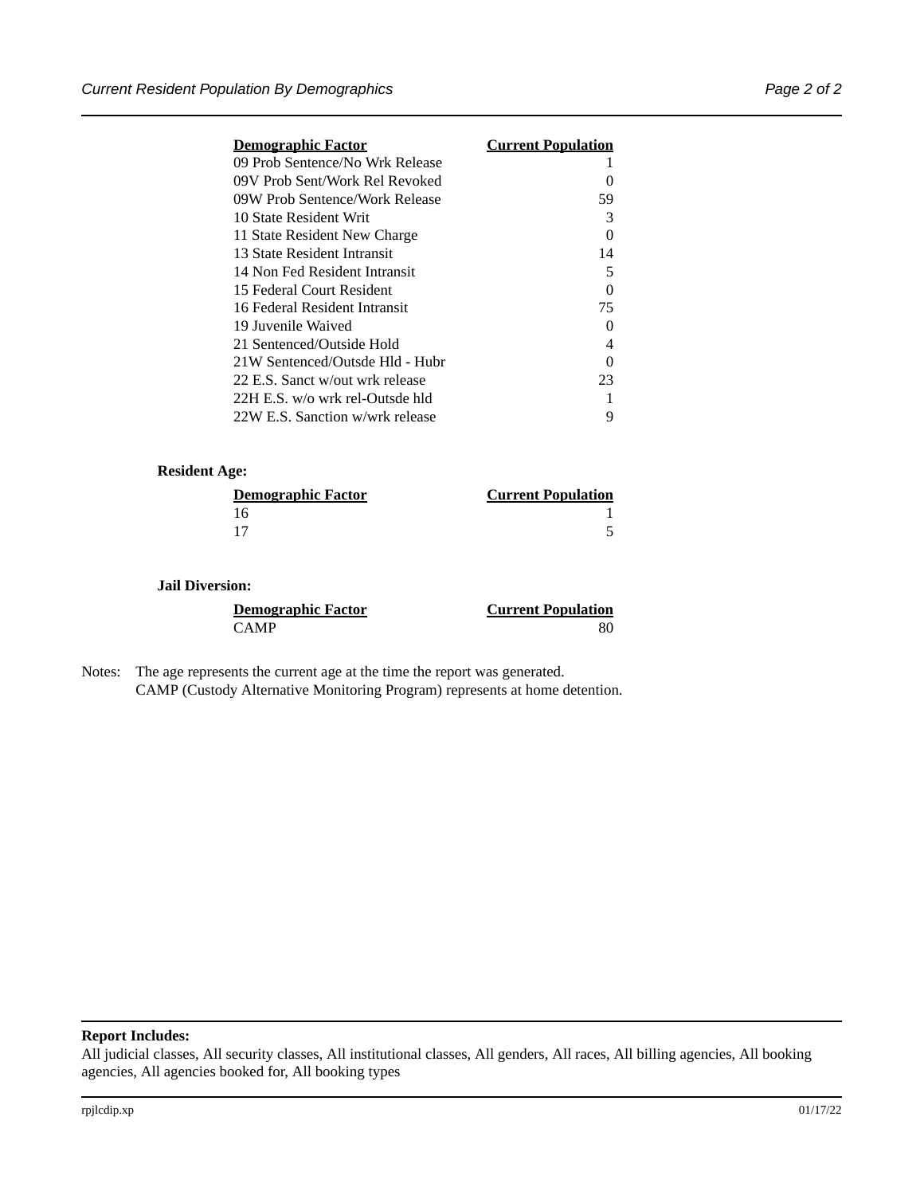| Demographic Factor | Current Population |
| --- | --- |
| 09 Prob Sentence/No Wrk Release | 1 |
| 09V Prob Sent/Work Rel Revoked | 0 |
| 09W Prob Sentence/Work Release | 59 |
| 10 State Resident Writ | 3 |
| 11 State Resident New Charge | 0 |
| 13 State Resident Intransit | 14 |
| 14 Non Fed Resident Intransit | 5 |
| 15 Federal Court Resident | 0 |
| 16 Federal Resident Intransit | 75 |
| 19 Juvenile Waived | 0 |
| 21 Sentenced/Outside Hold | 4 |
| 21W Sentenced/Outsde Hld - Hubr | 0 |
| 22 E.S. Sanct w/out wrk release | 23 |
| 22H E.S. w/o wrk rel-Outsde hld | 1 |
| 22W E.S. Sanction w/wrk release | 9 |

**Resident Age:**

| Demographic Factor | Current Population |
| --- | --- |
| 16 | 1 |
| 17 | 5 |

**Jail Diversion:**

| Demographic Factor | Current Population |
| --- | --- |
| CAMP | 80 |

Notes: The age represents the current age at the time the report was generated.
CAMP (Custody Alternative Monitoring Program) represents at home detention.

**Report Includes:**
All judicial classes, All security classes, All institutional classes, All genders, All races, All billing agencies, All booking agencies, All agencies booked for, All booking types

rpjlcdip.xp 01/17/22